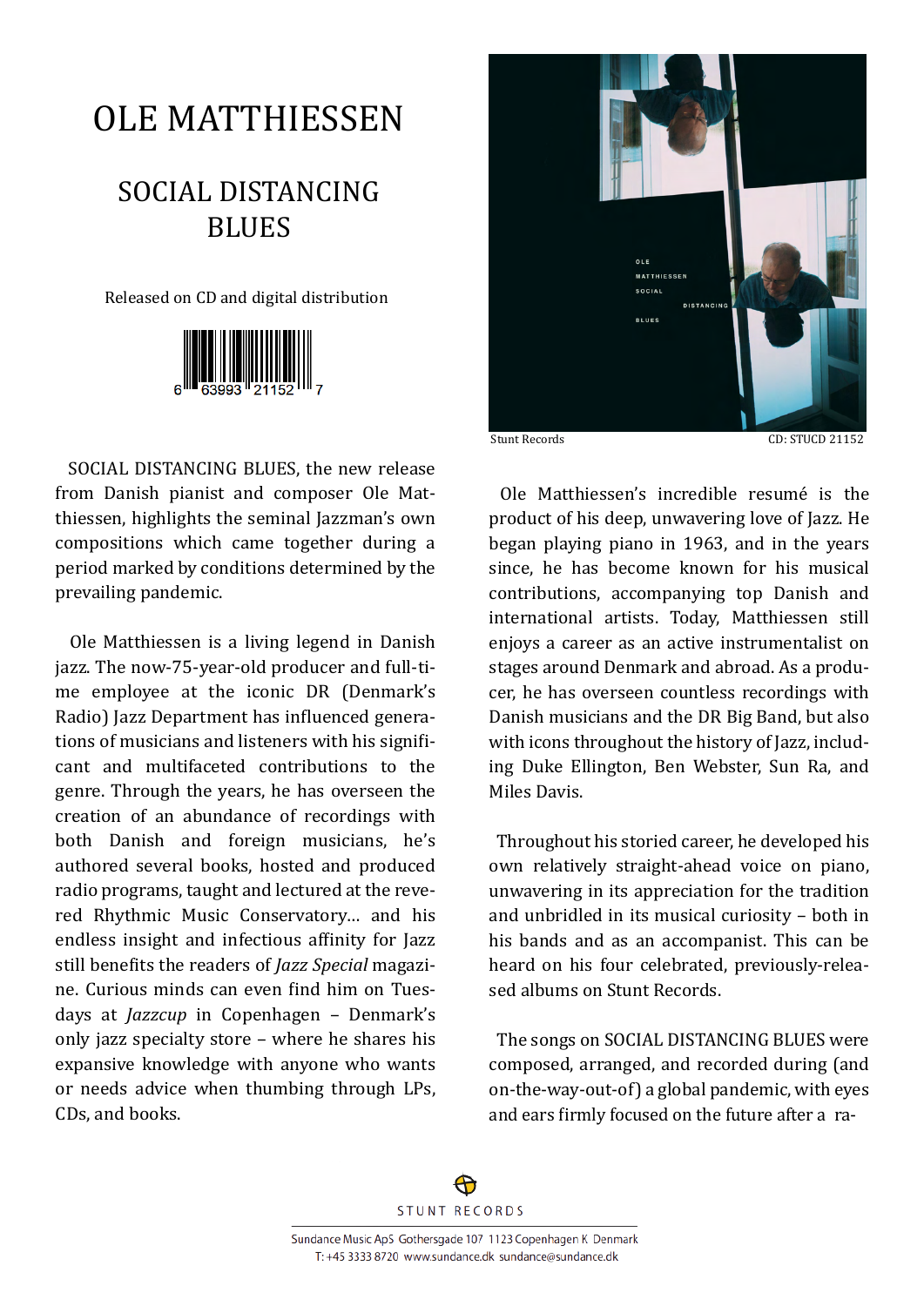# OLE MATTHIESSEN

## SOCIAL DISTANCING BLUES

Released on CD and digital distribution

6 63993 21152 7

Stunt Records CD: STUCD 21152

SOCIAL DISTANCING BLUES, the new release from Danish pianist and composer Ole Matthiessen, highlights the seminal Jazzman's own compositions which came together during a period marked by conditions determined by the prevailing pandemic.

Ole Matthiessen is a living legend in Danish jazz. The now-75-year-old producer and full-time employee at the iconic DR (Denmark's Radio) Jazz Department has influenced generations of musicians and listeners with his significant and multifaceted contributions to the genre. Through the years, he has overseen the creation of an abundance of recordings with both Danish and foreign musicians, he's authored several books, hosted and produced radio programs, taught and lectured at the revered Rhythmic Music Conservatory… and his endless insight and infectious affinity for Jazz still benefits the readers of *Jazz Special* magazine. Curious minds can even find him on Tuesdays at *Jazzcup* in Copenhagen – Denmark's only jazz specialty store – where he shares his expansive knowledge with anyone who wants or needs advice when thumbing through LPs, CDs, and books.

Ole Matthiessen's incredible resumé is the product of his deep, unwavering love of Jazz. He began playing piano in 1963, and in the years since, he has become known for his musical contributions, accompanying top Danish and international artists. Today, Matthiessen still enjoys a career as an active instrumentalist on stages around Denmark and abroad. As a producer, he has overseen countless recordings with Danish musicians and the DR Big Band, but also with icons throughout the history of Jazz, including Duke Ellington, Ben Webster, Sun Ra, and Miles Davis.

Throughout his storied career, he developed his own relatively straight-ahead voice on piano, unwavering in its appreciation for the tradition and unbridled in its musical curiosity – both in his bands and as an accompanist. This can be heard on his four celebrated, previously-released albums on Stunt Records.

The songs on SOCIAL DISTANCING BLUES were composed, arranged, and recorded during (and on-the-way-out-of) a global pandemic, with eyes and ears firmly focused on the future after a ra-

STUNT RECORDS

Sundance Music ApS Gothersgade 107 1123 Copenhagen K Denmark
T: +45 3333 8720 www.sundance.dk sundance@sundance.dk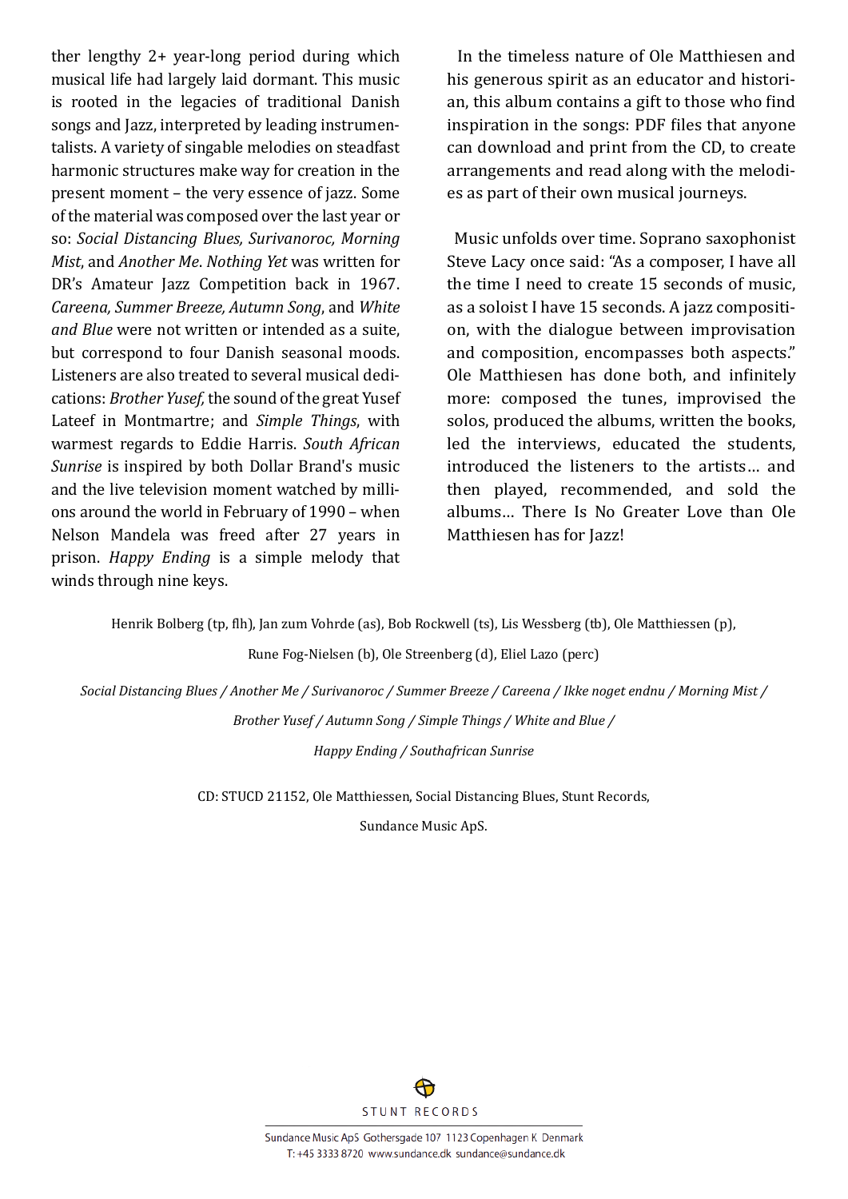ther lengthy 2+ year-long period during which musical life had largely laid dormant. This music is rooted in the legacies of traditional Danish songs and Jazz, interpreted by leading instrumentalists. A variety of singable melodies on steadfast harmonic structures make way for creation in the present moment – the very essence of jazz. Some of the material was composed over the last year or so: *Social Distancing Blues, Surivanoroc, Morning Mist*, and *Another Me*. *Nothing Yet* was written for DR's Amateur Jazz Competition back in 1967. *Careena, Summer Breeze, Autumn Song*, and *White and Blue* were not written or intended as a suite, but correspond to four Danish seasonal moods. Listeners are also treated to several musical dedications: *Brother Yusef,* the sound of the great Yusef Lateef in Montmartre; and *Simple Things*, with warmest regards to Eddie Harris. *South African Sunrise* is inspired by both Dollar Brand's music and the live television moment watched by millions around the world in February of 1990 – when Nelson Mandela was freed after 27 years in prison. *Happy Ending* is a simple melody that winds through nine keys.

In the timeless nature of Ole Matthiesen and his generous spirit as an educator and historian, this album contains a gift to those who find inspiration in the songs: PDF files that anyone can download and print from the CD, to create arrangements and read along with the melodies as part of their own musical journeys.

Music unfolds over time. Soprano saxophonist Steve Lacy once said: "As a composer, I have all the time I need to create 15 seconds of music, as a soloist I have 15 seconds. A jazz composition, with the dialogue between improvisation and composition, encompasses both aspects." Ole Matthiesen has done both, and infinitely more: composed the tunes, improvised the solos, produced the albums, written the books, led the interviews, educated the students, introduced the listeners to the artists… and then played, recommended, and sold the albums… There Is No Greater Love than Ole Matthiesen has for Jazz!

Henrik Bolberg (tp, flh), Jan zum Vohrde (as), Bob Rockwell (ts), Lis Wessberg (tb), Ole Matthiessen (p),

Rune Fog-Nielsen (b), Ole Streenberg (d), Eliel Lazo (perc)

*Social Distancing Blues / Another Me / Surivanoroc / Summer Breeze / Careena / Ikke noget endnu / Morning Mist /*

*Brother Yusef / Autumn Song / Simple Things / White and Blue /*

*Happy Ending / Southafrican Sunrise*

CD: STUCD 21152, Ole Matthiessen, Social Distancing Blues, Stunt Records,

Sundance Music ApS.

STUNT RECORDS

Sundance Music ApS Gothersgade 107 1123 Copenhagen K Denmark
T: +45 3333 8720 www.sundance.dk sundance@sundance.dk